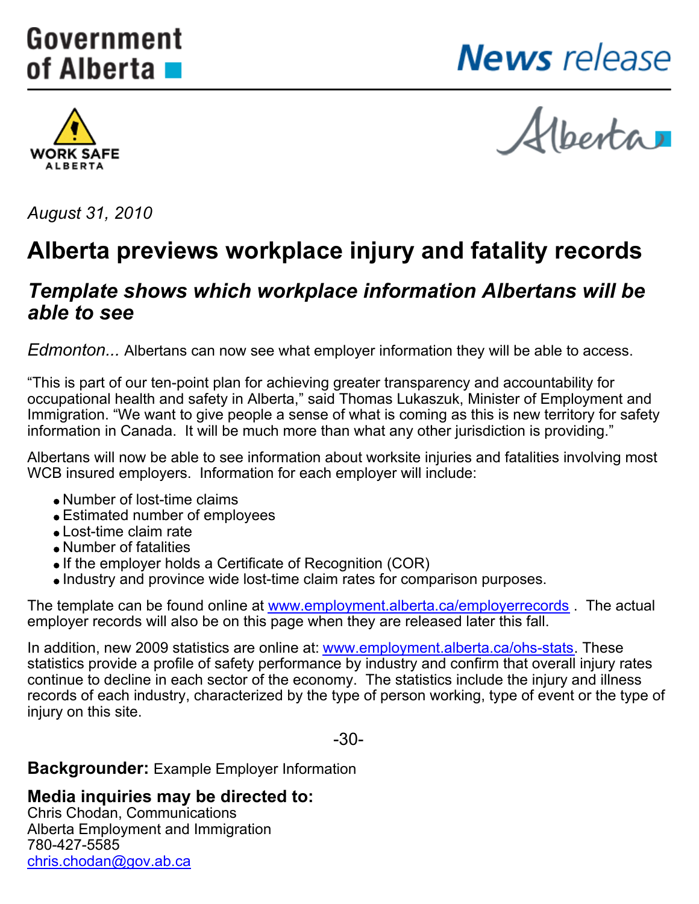Government of Alberta

News release

WORK SAFE ALBERTA

*August 31, 2010*

# Alberta previews workplace injury and fatality records

## *Template shows which workplace information Albertans will be able to see*

*Edmonton...* Albertans can now see what employer information they will be able to access.

"This is part of our ten-point plan for achieving greater transparency and accountability for occupational health and safety in Alberta," said Thomas Lukaszuk, Minister of Employment and Immigration. "We want to give people a sense of what is coming as this is new territory for safety information in Canada. It will be much more than what any other jurisdiction is providing."

Albertans will now be able to see information about worksite injuries and fatalities involving most WCB insured employers. Information for each employer will include:

- Number of lost-time claims
- Estimated number of employees
- Lost-time claim rate
- Number of fatalities
- If the employer holds a Certificate of Recognition (COR)
- Industry and province wide lost-time claim rates for comparison purposes.

The template can be found online at www.employment.alberta.ca/employerrecords . The actual employer records will also be on this page when they are released later this fall.

In addition, new 2009 statistics are online at: www.employment.alberta.ca/ohs-stats. These statistics provide a profile of safety performance by industry and confirm that overall injury rates continue to decline in each sector of the economy. The statistics include the injury and illness records of each industry, characterized by the type of person working, type of event or the type of injury on this site.

-30-

**Backgrounder:** Example Employer Information

**Media inquiries may be directed to:**
Chris Chodan, Communications
Alberta Employment and Immigration
780-427-5585
chris.chodan@gov.ab.ca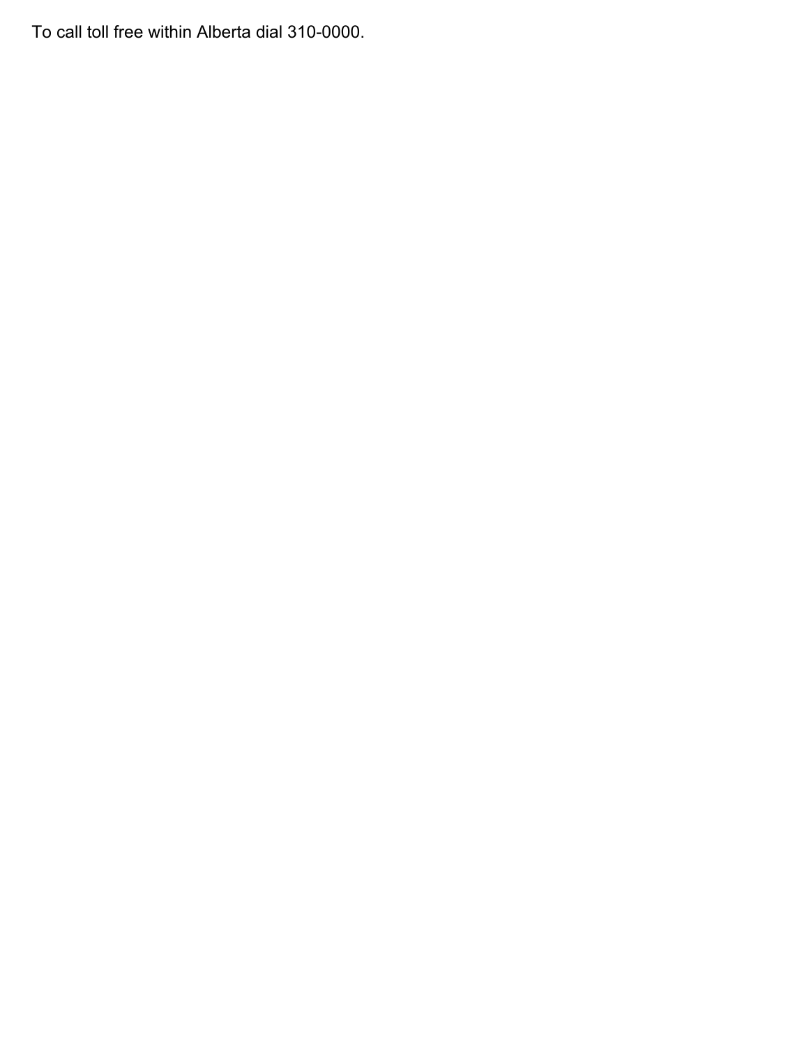To call toll free within Alberta dial 310-0000.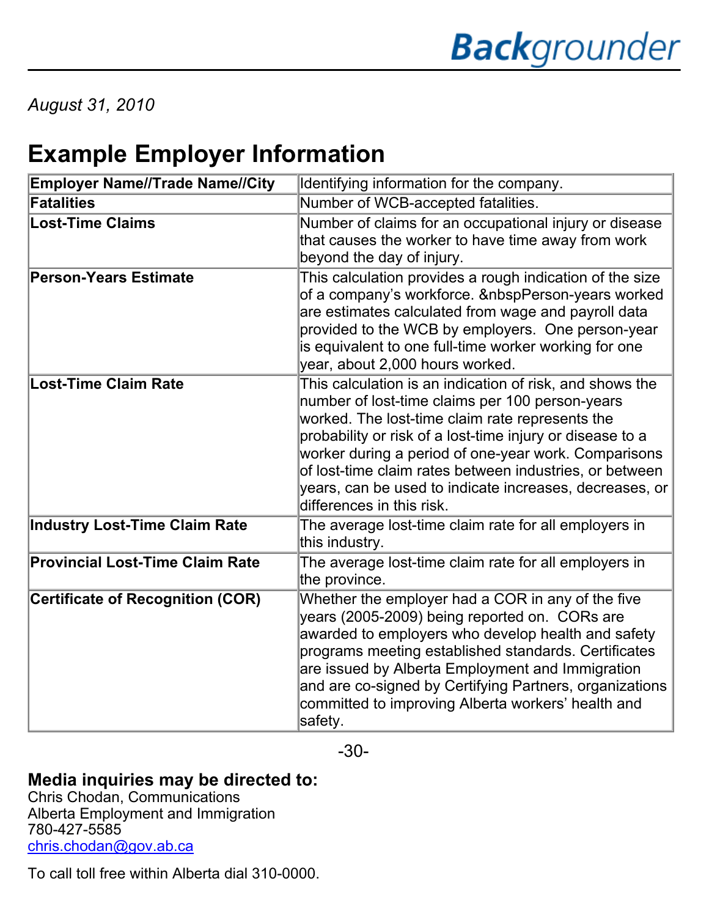# Backgrounder

*August 31, 2010*

## Example Employer Information

| Employer Name//Trade Name//City | Identifying information for the company. |
|---|---|
| **Fatalities** | Number of WCB-accepted fatalities. |
| **Lost-Time Claims** | Number of claims for an occupational injury or disease that causes the worker to have time away from work beyond the day of injury. |
| **Person-Years Estimate** | This calculation provides a rough indication of the size of a company's workforce. &nbspPerson-years worked are estimates calculated from wage and payroll data provided to the WCB by employers. One person-year is equivalent to one full-time worker working for one year, about 2,000 hours worked. |
| **Lost-Time Claim Rate** | This calculation is an indication of risk, and shows the number of lost-time claims per 100 person-years worked. The lost-time claim rate represents the probability or risk of a lost-time injury or disease to a worker during a period of one-year work. Comparisons of lost-time claim rates between industries, or between years, can be used to indicate increases, decreases, or differences in this risk. |
| **Industry Lost-Time Claim Rate** | The average lost-time claim rate for all employers in this industry. |
| **Provincial Lost-Time Claim Rate** | The average lost-time claim rate for all employers in the province. |
| **Certificate of Recognition (COR)** | Whether the employer had a COR in any of the five years (2005-2009) being reported on. CORs are awarded to employers who develop health and safety programs meeting established standards. Certificates are issued by Alberta Employment and Immigration and are co-signed by Certifying Partners, organizations committed to improving Alberta workers' health and safety. |

-30-

**Media inquiries may be directed to:**
Chris Chodan, Communications
Alberta Employment and Immigration
780-427-5585
chris.chodan@gov.ab.ca

To call toll free within Alberta dial 310-0000.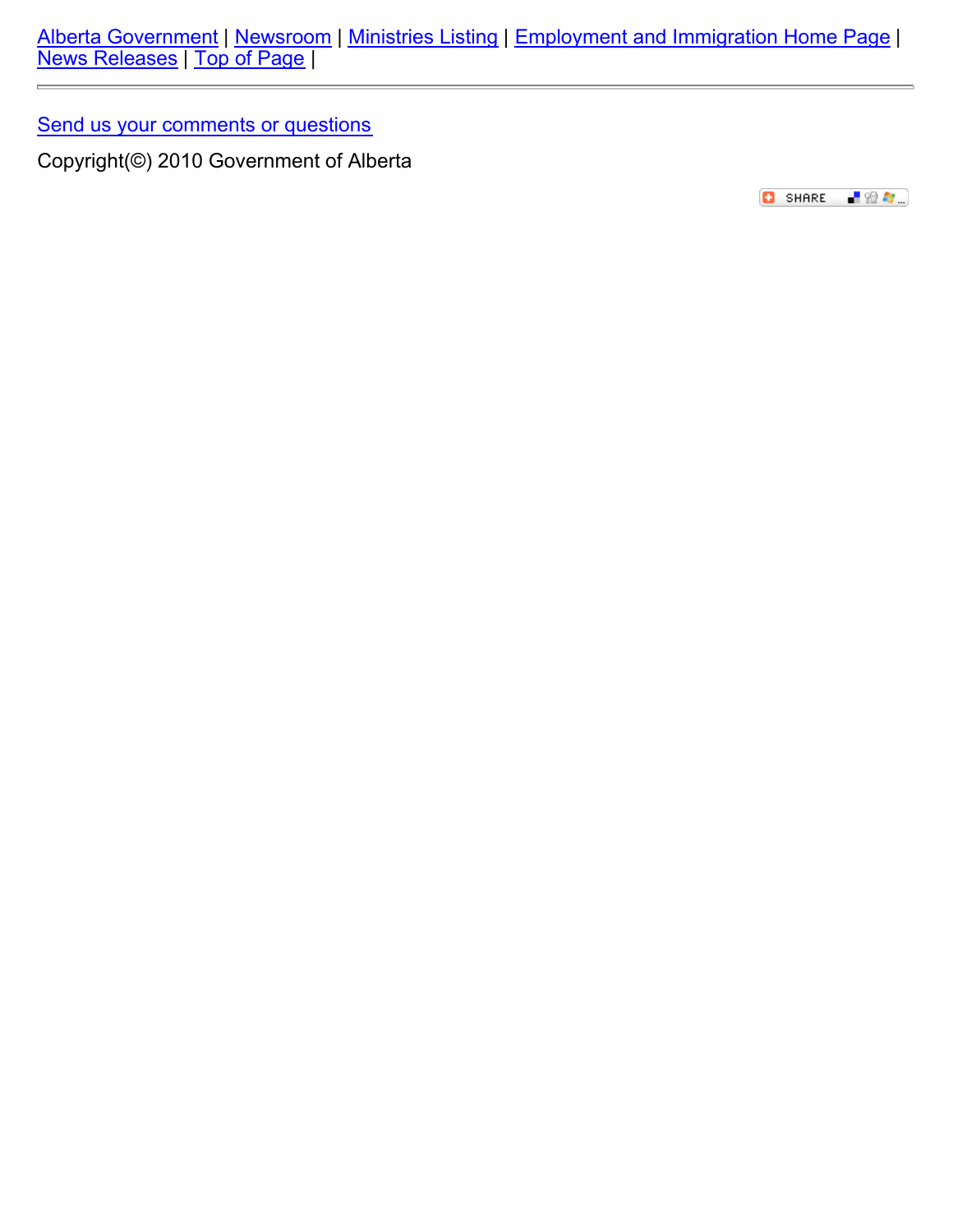Alberta Government | Newsroom | Ministries Listing | Employment and Immigration Home Page | News Releases | Top of Page |

---

Send us your comments or questions

Copyright(©) 2010 Government of Alberta